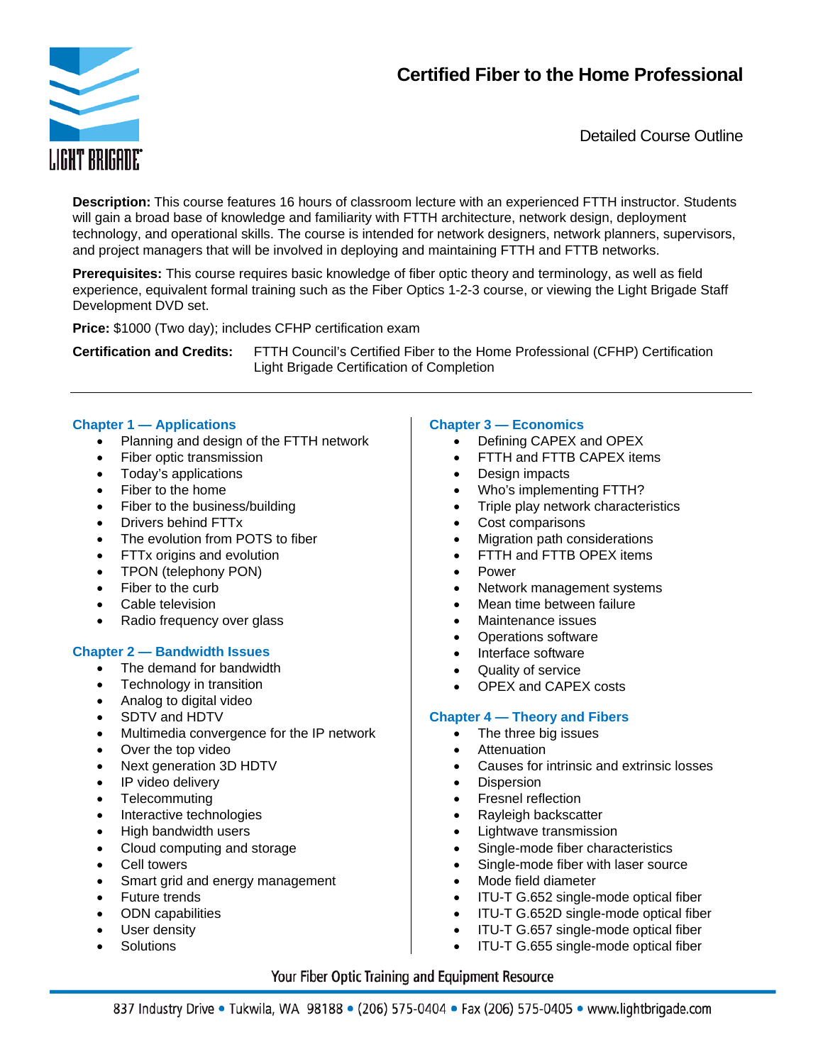# Certified Fiber to the Home Professional

Detailed Course Outline

**Description:** This course features 16 hours of classroom lecture with an experienced FTTH instructor. Students will gain a broad base of knowledge and familiarity with FTTH architecture, network design, deployment technology, and operational skills. The course is intended for network designers, network planners, supervisors, and project managers that will be involved in deploying and maintaining FTTH and FTTB networks.

**Prerequisites:** This course requires basic knowledge of fiber optic theory and terminology, as well as field experience, equivalent formal training such as the Fiber Optics 1-2-3 course, or viewing the Light Brigade Staff Development DVD set.

**Price:** $1000 (Two day); includes CFHP certification exam

**Certification and Credits:** FTTH Council's Certified Fiber to the Home Professional (CFHP) Certification
Light Brigade Certification of Completion

---

## Chapter 1 — Applications

- Planning and design of the FTTH network
- Fiber optic transmission
- Today's applications
- Fiber to the home
- Fiber to the business/building
- Drivers behind FTTx
- The evolution from POTS to fiber
- FTTx origins and evolution
- TPON (telephony PON)
- Fiber to the curb
- Cable television
- Radio frequency over glass

## Chapter 2 — Bandwidth Issues

- The demand for bandwidth
- Technology in transition
- Analog to digital video
- SDTV and HDTV
- Multimedia convergence for the IP network
- Over the top video
- Next generation 3D HDTV
- IP video delivery
- Telecommuting
- Interactive technologies
- High bandwidth users
- Cloud computing and storage
- Cell towers
- Smart grid and energy management
- Future trends
- ODN capabilities
- User density
- Solutions

## Chapter 3 — Economics

- Defining CAPEX and OPEX
- FTTH and FTTB CAPEX items
- Design impacts
- Who's implementing FTTH?
- Triple play network characteristics
- Cost comparisons
- Migration path considerations
- FTTH and FTTB OPEX items
- Power
- Network management systems
- Mean time between failure
- Maintenance issues
- Operations software
- Interface software
- Quality of service
- OPEX and CAPEX costs

## Chapter 4 — Theory and Fibers

- The three big issues
- Attenuation
- Causes for intrinsic and extrinsic losses
- Dispersion
- Fresnel reflection
- Rayleigh backscatter
- Lightwave transmission
- Single-mode fiber characteristics
- Single-mode fiber with laser source
- Mode field diameter
- ITU-T G.652 single-mode optical fiber
- ITU-T G.652D single-mode optical fiber
- ITU-T G.657 single-mode optical fiber
- ITU-T G.655 single-mode optical fiber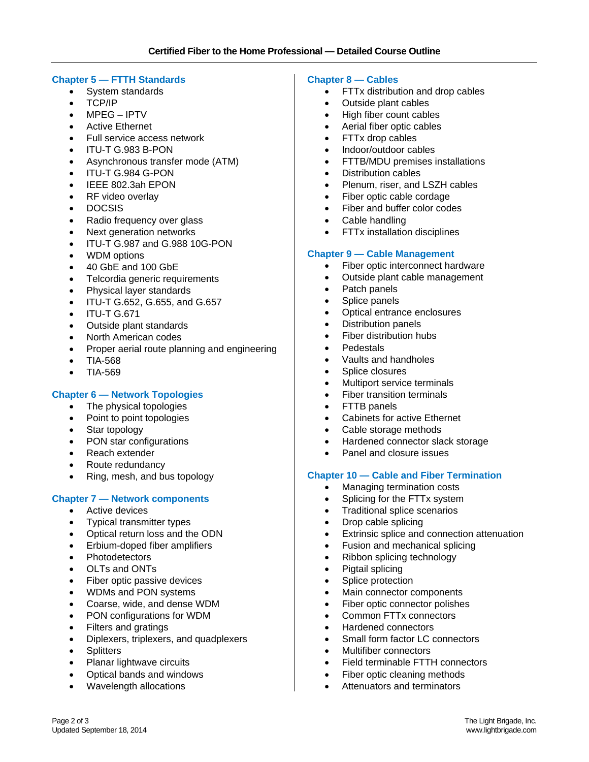# Certified Fiber to the Home Professional — Detailed Course Outline

## Chapter 5 — FTTH Standards

- System standards
- TCP/IP
- MPEG – IPTV
- Active Ethernet
- Full service access network
- ITU-T G.983 B-PON
- Asynchronous transfer mode (ATM)
- ITU-T G.984 G-PON
- IEEE 802.3ah EPON
- RF video overlay
- DOCSIS
- Radio frequency over glass
- Next generation networks
- ITU-T G.987 and G.988 10G-PON
- WDM options
- 40 GbE and 100 GbE
- Telcordia generic requirements
- Physical layer standards
- ITU-T G.652, G.655, and G.657
- ITU-T G.671
- Outside plant standards
- North American codes
- Proper aerial route planning and engineering
- TIA-568
- TIA-569

## Chapter 6 — Network Topologies

- The physical topologies
- Point to point topologies
- Star topology
- PON star configurations
- Reach extender
- Route redundancy
- Ring, mesh, and bus topology

## Chapter 7 — Network components

- Active devices
- Typical transmitter types
- Optical return loss and the ODN
- Erbium-doped fiber amplifiers
- Photodetectors
- OLTs and ONTs
- Fiber optic passive devices
- WDMs and PON systems
- Coarse, wide, and dense WDM
- PON configurations for WDM
- Filters and gratings
- Diplexers, triplexers, and quadplexers
- Splitters
- Planar lightwave circuits
- Optical bands and windows
- Wavelength allocations

## Chapter 8 — Cables

- FTTx distribution and drop cables
- Outside plant cables
- High fiber count cables
- Aerial fiber optic cables
- FTTx drop cables
- Indoor/outdoor cables
- FTTB/MDU premises installations
- Distribution cables
- Plenum, riser, and LSZH cables
- Fiber optic cable cordage
- Fiber and buffer color codes
- Cable handling
- FTTx installation disciplines

## Chapter 9 — Cable Management

- Fiber optic interconnect hardware
- Outside plant cable management
- Patch panels
- Splice panels
- Optical entrance enclosures
- Distribution panels
- Fiber distribution hubs
- Pedestals
- Vaults and handholes
- Splice closures
- Multiport service terminals
- Fiber transition terminals
- FTTB panels
- Cabinets for active Ethernet
- Cable storage methods
- Hardened connector slack storage
- Panel and closure issues

## Chapter 10 — Cable and Fiber Termination

- Managing termination costs
- Splicing for the FTTx system
- Traditional splice scenarios
- Drop cable splicing
- Extrinsic splice and connection attenuation
- Fusion and mechanical splicing
- Ribbon splicing technology
- Pigtail splicing
- Splice protection
- Main connector components
- Fiber optic connector polishes
- Common FTTx connectors
- Hardened connectors
- Small form factor LC connectors
- Multifiber connectors
- Field terminable FTTH connectors
- Fiber optic cleaning methods
- Attenuators and terminators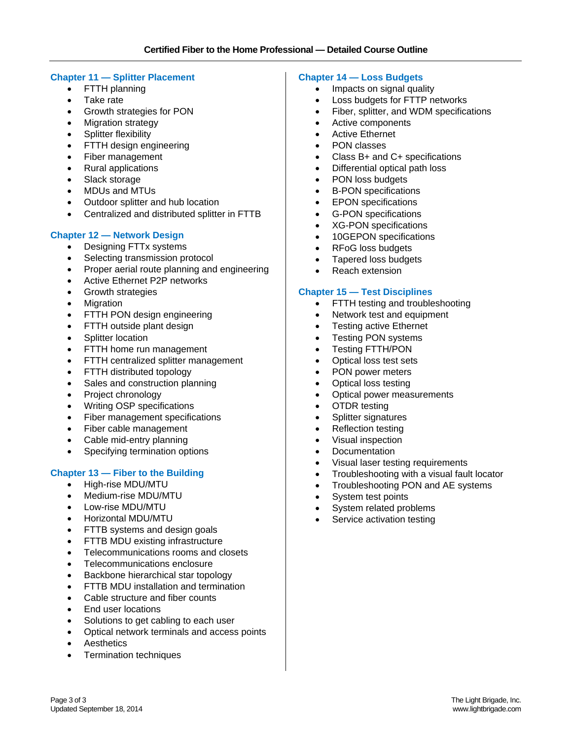## Chapter 11 — Splitter Placement

- FTTH planning
- Take rate
- Growth strategies for PON
- Migration strategy
- Splitter flexibility
- FTTH design engineering
- Fiber management
- Rural applications
- Slack storage
- MDUs and MTUs
- Outdoor splitter and hub location
- Centralized and distributed splitter in FTTB

## Chapter 12 — Network Design

- Designing FTTx systems
- Selecting transmission protocol
- Proper aerial route planning and engineering
- Active Ethernet P2P networks
- Growth strategies
- Migration
- FTTH PON design engineering
- FTTH outside plant design
- Splitter location
- FTTH home run management
- FTTH centralized splitter management
- FTTH distributed topology
- Sales and construction planning
- Project chronology
- Writing OSP specifications
- Fiber management specifications
- Fiber cable management
- Cable mid-entry planning
- Specifying termination options

## Chapter 13 — Fiber to the Building

- High-rise MDU/MTU
- Medium-rise MDU/MTU
- Low-rise MDU/MTU
- Horizontal MDU/MTU
- FTTB systems and design goals
- FTTB MDU existing infrastructure
- Telecommunications rooms and closets
- Telecommunications enclosure
- Backbone hierarchical star topology
- FTTB MDU installation and termination
- Cable structure and fiber counts
- End user locations
- Solutions to get cabling to each user
- Optical network terminals and access points
- Aesthetics
- Termination techniques

## Chapter 14 — Loss Budgets

- Impacts on signal quality
- Loss budgets for FTTP networks
- Fiber, splitter, and WDM specifications
- Active components
- Active Ethernet
- PON classes
- Class B+ and C+ specifications
- Differential optical path loss
- PON loss budgets
- B-PON specifications
- EPON specifications
- G-PON specifications
- XG-PON specifications
- 10GEPON specifications
- RFoG loss budgets
- Tapered loss budgets
- Reach extension

## Chapter 15 — Test Disciplines

- FTTH testing and troubleshooting
- Network test and equipment
- Testing active Ethernet
- Testing PON systems
- Testing FTTH/PON
- Optical loss test sets
- PON power meters
- Optical loss testing
- Optical power measurements
- OTDR testing
- Splitter signatures
- Reflection testing
- Visual inspection
- Documentation
- Visual laser testing requirements
- Troubleshooting with a visual fault locator
- Troubleshooting PON and AE systems
- System test points
- System related problems
- Service activation testing

Updated September 18, 2014